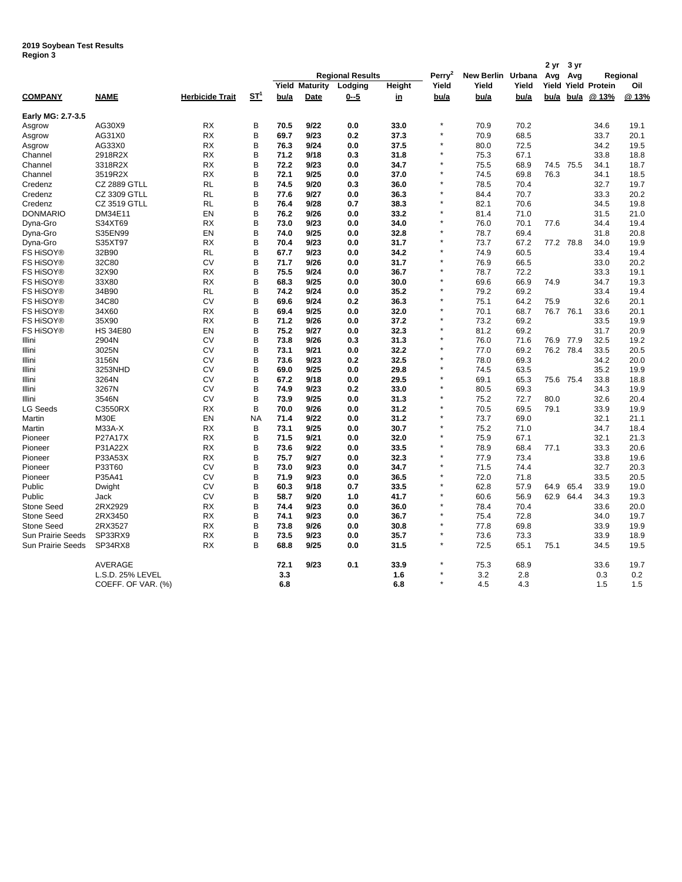**2019 Soybean Test Results**
**Region 3**

| COMPANY | NAME | Herbicide Trait | ST[1] | Regional Results Yield bu/a | Regional Results Maturity Date | Regional Results Lodging 0--5 | Regional Results Height in | Perry[2] Yield bu/a | New Berlin Yield bu/a | Urbana Yield bu/a | 2 yr Avg Yield bu/a | 3 yr Avg Yield bu/a | Regional Protein @ 13% | Regional Oil @ 13% |
|---|---|---|---|---|---|---|---|---|---|---|---|---|---|---|
| **Early MG: 2.7-3.5** | | | | | | | | | | | | | | |
| Asgrow | AG30X9 | RX | B | **70.5** | **9/22** | **0.0** | **33.0** | * | 70.9 | 70.2 | | | 34.6 | 19.1 |
| Asgrow | AG31X0 | RX | B | **69.7** | **9/23** | **0.2** | **37.3** | * | 70.9 | 68.5 | | | 33.7 | 20.1 |
| Asgrow | AG33X0 | RX | B | **76.3** | **9/24** | **0.0** | **37.5** | * | 80.0 | 72.5 | | | 34.2 | 19.5 |
| Channel | 2918R2X | RX | B | **71.2** | **9/18** | **0.3** | **31.8** | * | 75.3 | 67.1 | | | 33.8 | 18.8 |
| Channel | 3318R2X | RX | B | **72.2** | **9/23** | **0.0** | **34.7** | * | 75.5 | 68.9 | 74.5 | 75.5 | 34.1 | 18.7 |
| Channel | 3519R2X | RX | B | **72.1** | **9/25** | **0.0** | **37.0** | * | 74.5 | 69.8 | 76.3 | | 34.1 | 18.5 |
| Credenz | CZ 2889 GTLL | RL | B | **74.5** | **9/20** | **0.3** | **36.0** | * | 78.5 | 70.4 | | | 32.7 | 19.7 |
| Credenz | CZ 3309 GTLL | RL | B | **77.6** | **9/27** | **0.0** | **36.3** | * | 84.4 | 70.7 | | | 33.3 | 20.2 |
| Credenz | CZ 3519 GTLL | RL | B | **76.4** | **9/28** | **0.7** | **38.3** | * | 82.1 | 70.6 | | | 34.5 | 19.8 |
| DONMARIO | DM34E11 | EN | B | **76.2** | **9/26** | **0.0** | **33.2** | * | 81.4 | 71.0 | | | 31.5 | 21.0 |
| Dyna-Gro | S34XT69 | RX | B | **73.0** | **9/23** | **0.0** | **34.0** | * | 76.0 | 70.1 | 77.6 | | 34.4 | 19.4 |
| Dyna-Gro | S35EN99 | EN | B | **74.0** | **9/25** | **0.0** | **32.8** | * | 78.7 | 69.4 | | | 31.8 | 20.8 |
| Dyna-Gro | S35XT97 | RX | B | **70.4** | **9/23** | **0.0** | **31.7** | * | 73.7 | 67.2 | 77.2 | 78.8 | 34.0 | 19.9 |
| FS HiSOY® | 32B90 | RL | B | **67.7** | **9/23** | **0.0** | **34.2** | * | 74.9 | 60.5 | | | 33.4 | 19.4 |
| FS HiSOY® | 32C80 | CV | B | **71.7** | **9/26** | **0.0** | **31.7** | * | 76.9 | 66.5 | | | 33.0 | 20.2 |
| FS HiSOY® | 32X90 | RX | B | **75.5** | **9/24** | **0.0** | **36.7** | * | 78.7 | 72.2 | | | 33.3 | 19.1 |
| FS HiSOY® | 33X80 | RX | B | **68.3** | **9/25** | **0.0** | **30.0** | * | 69.6 | 66.9 | 74.9 | | 34.7 | 19.3 |
| FS HiSOY® | 34B90 | RL | B | **74.2** | **9/24** | **0.0** | **35.2** | * | 79.2 | 69.2 | | | 33.4 | 19.4 |
| FS HiSOY® | 34C80 | CV | B | **69.6** | **9/24** | **0.2** | **36.3** | * | 75.1 | 64.2 | 75.9 | | 32.6 | 20.1 |
| FS HiSOY® | 34X60 | RX | B | **69.4** | **9/25** | **0.0** | **32.0** | * | 70.1 | 68.7 | 76.7 | 76.1 | 33.6 | 20.1 |
| FS HiSOY® | 35X90 | RX | B | **71.2** | **9/26** | **0.0** | **37.2** | * | 73.2 | 69.2 | | | 33.5 | 19.9 |
| FS HiSOY® | HS 34E80 | EN | B | **75.2** | **9/27** | **0.0** | **32.3** | * | 81.2 | 69.2 | | | 31.7 | 20.9 |
| Illini | 2904N | CV | B | **73.8** | **9/26** | **0.3** | **31.3** | * | 76.0 | 71.6 | 76.9 | 77.9 | 32.5 | 19.2 |
| Illini | 3025N | CV | B | **73.1** | **9/21** | **0.0** | **32.2** | * | 77.0 | 69.2 | 76.2 | 78.4 | 33.5 | 20.5 |
| Illini | 3156N | CV | B | **73.6** | **9/23** | **0.2** | **32.5** | * | 78.0 | 69.3 | | | 34.2 | 20.0 |
| Illini | 3253NHD | CV | B | **69.0** | **9/25** | **0.0** | **29.8** | * | 74.5 | 63.5 | | | 35.2 | 19.9 |
| Illini | 3264N | CV | B | **67.2** | **9/18** | **0.0** | **29.5** | * | 69.1 | 65.3 | 75.6 | 75.4 | 33.8 | 18.8 |
| Illini | 3267N | CV | B | **74.9** | **9/23** | **0.2** | **33.0** | * | 80.5 | 69.3 | | | 34.3 | 19.9 |
| Illini | 3546N | CV | B | **73.9** | **9/25** | **0.0** | **31.3** | * | 75.2 | 72.7 | 80.0 | | 32.6 | 20.4 |
| LG Seeds | C3550RX | RX | B | **70.0** | **9/26** | **0.0** | **31.2** | * | 70.5 | 69.5 | 79.1 | | 33.9 | 19.9 |
| Martin | M30E | EN | NA | **71.4** | **9/22** | **0.0** | **31.2** | * | 73.7 | 69.0 | | | 32.1 | 21.1 |
| Martin | M33A-X | RX | B | **73.1** | **9/25** | **0.0** | **30.7** | * | 75.2 | 71.0 | | | 34.7 | 18.4 |
| Pioneer | P27A17X | RX | B | **71.5** | **9/21** | **0.0** | **32.0** | * | 75.9 | 67.1 | | | 32.1 | 21.3 |
| Pioneer | P31A22X | RX | B | **73.6** | **9/22** | **0.0** | **33.5** | * | 78.9 | 68.4 | 77.1 | | 33.3 | 20.6 |
| Pioneer | P33A53X | RX | B | **75.7** | **9/27** | **0.0** | **32.3** | * | 77.9 | 73.4 | | | 33.8 | 19.6 |
| Pioneer | P33T60 | CV | B | **73.0** | **9/23** | **0.0** | **34.7** | * | 71.5 | 74.4 | | | 32.7 | 20.3 |
| Pioneer | P35A41 | CV | B | **71.9** | **9/23** | **0.0** | **36.5** | * | 72.0 | 71.8 | | | 33.5 | 20.5 |
| Public | Dwight | CV | B | **60.3** | **9/18** | **0.7** | **33.5** | * | 62.8 | 57.9 | 64.9 | 65.4 | 33.9 | 19.0 |
| Public | Jack | CV | B | **58.7** | **9/20** | **1.0** | **41.7** | * | 60.6 | 56.9 | 62.9 | 64.4 | 34.3 | 19.3 |
| Stone Seed | 2RX2929 | RX | B | **74.4** | **9/23** | **0.0** | **36.0** | * | 78.4 | 70.4 | | | 33.6 | 20.0 |
| Stone Seed | 2RX3450 | RX | B | **74.1** | **9/23** | **0.0** | **36.7** | * | 75.4 | 72.8 | | | 34.0 | 19.7 |
| Stone Seed | 2RX3527 | RX | B | **73.8** | **9/26** | **0.0** | **30.8** | * | 77.8 | 69.8 | | | 33.9 | 19.9 |
| Sun Prairie Seeds | SP33RX9 | RX | B | **73.5** | **9/23** | **0.0** | **35.7** | * | 73.6 | 73.3 | | | 33.9 | 18.9 |
| Sun Prairie Seeds | SP34RX8 | RX | B | **68.8** | **9/25** | **0.0** | **31.5** | * | 72.5 | 65.1 | 75.1 | | 34.5 | 19.5 |
| | AVERAGE | | | **72.1** | **9/23** | **0.1** | **33.9** | * | 75.3 | 68.9 | | | 33.6 | 19.7 |
| | L.S.D. 25% LEVEL | | | **3.3** | | | **1.6** | * | 3.2 | 2.8 | | | 0.3 | 0.2 |
| | COEFF. OF VAR. (%) | | | **6.8** | | | **6.8** | * | 4.5 | 4.3 | | | 1.5 | 1.5 |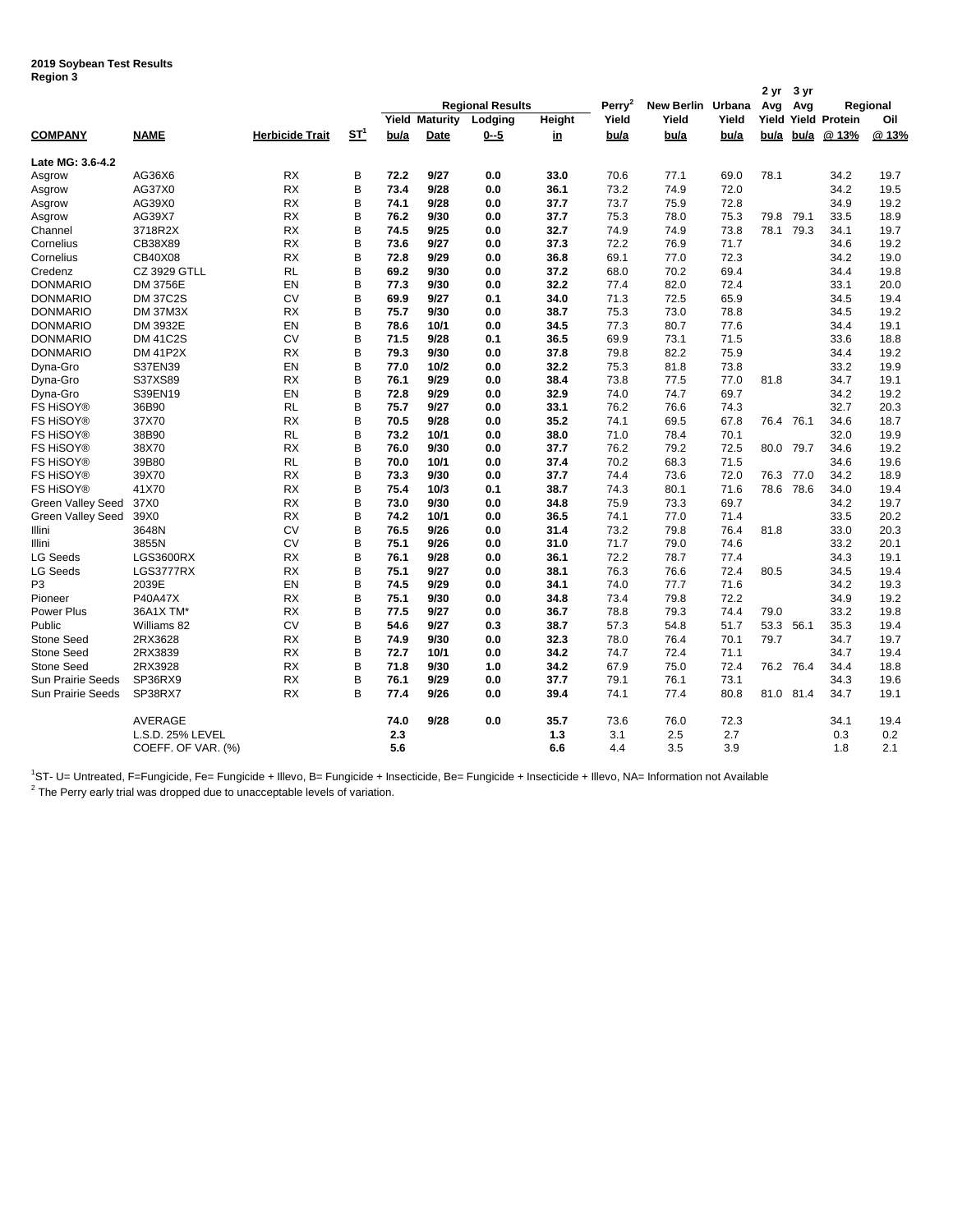**2019 Soybean Test Results**
**Region 3**

| | | | | Regional Results | | | | Perry[2] | New Berlin | Urbana | 2 yr Avg | 3 yr Avg | Regional | |
|---|---|---|---|---|---|---|---|---|---|---|---|---|---|---|
| | | | | Yield | Maturity | Lodging | Height | Yield | Yield | Yield | Yield | Yield | Protein | Oil |
| **COMPANY** | **NAME** | **Herbicide Trait** | **ST[1]** | **bu/a** | **Date** | **0--5** | **in** | **bu/a** | **bu/a** | **bu/a** | **bu/a** | **bu/a** | **@ 13%** | **@ 13%** |
| **Late MG: 3.6-4.2** | | | | | | | | | | | | | | |
| Asgrow | AG36X6 | RX | B | **72.2** | **9/27** | **0.0** | **33.0** | 70.6 | 77.1 | 69.0 | 78.1 | | 34.2 | 19.7 |
| Asgrow | AG37X0 | RX | B | **73.4** | **9/28** | **0.0** | **36.1** | 73.2 | 74.9 | 72.0 | | | 34.2 | 19.5 |
| Asgrow | AG39X0 | RX | B | **74.1** | **9/28** | **0.0** | **37.7** | 73.7 | 75.9 | 72.8 | | | 34.9 | 19.2 |
| Asgrow | AG39X7 | RX | B | **76.2** | **9/30** | **0.0** | **37.7** | 75.3 | 78.0 | 75.3 | 79.8 | 79.1 | 33.5 | 18.9 |
| Channel | 3718R2X | RX | B | **74.5** | **9/25** | **0.0** | **32.7** | 74.9 | 74.9 | 73.8 | 78.1 | 79.3 | 34.1 | 19.7 |
| Cornelius | CB38X89 | RX | B | **73.6** | **9/27** | **0.0** | **37.3** | 72.2 | 76.9 | 71.7 | | | 34.6 | 19.2 |
| Cornelius | CB40X08 | RX | B | **72.8** | **9/29** | **0.0** | **36.8** | 69.1 | 77.0 | 72.3 | | | 34.2 | 19.0 |
| Credenz | CZ 3929 GTLL | RL | B | **69.2** | **9/30** | **0.0** | **37.2** | 68.0 | 70.2 | 69.4 | | | 34.4 | 19.8 |
| DONMARIO | DM 3756E | EN | B | **77.3** | **9/30** | **0.0** | **32.2** | 77.4 | 82.0 | 72.4 | | | 33.1 | 20.0 |
| DONMARIO | DM 37C2S | CV | B | **69.9** | **9/27** | **0.1** | **34.0** | 71.3 | 72.5 | 65.9 | | | 34.5 | 19.4 |
| DONMARIO | DM 37M3X | RX | B | **75.7** | **9/30** | **0.0** | **38.7** | 75.3 | 73.0 | 78.8 | | | 34.5 | 19.2 |
| DONMARIO | DM 3932E | EN | B | **78.6** | **10/1** | **0.0** | **34.5** | 77.3 | 80.7 | 77.6 | | | 34.4 | 19.1 |
| DONMARIO | DM 41C2S | CV | B | **71.5** | **9/28** | **0.1** | **36.5** | 69.9 | 73.1 | 71.5 | | | 33.6 | 18.8 |
| DONMARIO | DM 41P2X | RX | B | **79.3** | **9/30** | **0.0** | **37.8** | 79.8 | 82.2 | 75.9 | | | 34.4 | 19.2 |
| Dyna-Gro | S37EN39 | EN | B | **77.0** | **10/2** | **0.0** | **32.2** | 75.3 | 81.8 | 73.8 | | | 33.2 | 19.9 |
| Dyna-Gro | S37XS89 | RX | B | **76.1** | **9/29** | **0.0** | **38.4** | 73.8 | 77.5 | 77.0 | 81.8 | | 34.7 | 19.1 |
| Dyna-Gro | S39EN19 | EN | B | **72.8** | **9/29** | **0.0** | **32.9** | 74.0 | 74.7 | 69.7 | | | 34.2 | 19.2 |
| FS HiSOY® | 36B90 | RL | B | **75.7** | **9/27** | **0.0** | **33.1** | 76.2 | 76.6 | 74.3 | | | 32.7 | 20.3 |
| FS HiSOY® | 37X70 | RX | B | **70.5** | **9/28** | **0.0** | **35.2** | 74.1 | 69.5 | 67.8 | 76.4 | 76.1 | 34.6 | 18.7 |
| FS HiSOY® | 38B90 | RL | B | **73.2** | **10/1** | **0.0** | **38.0** | 71.0 | 78.4 | 70.1 | | | 32.0 | 19.9 |
| FS HiSOY® | 38X70 | RX | B | **76.0** | **9/30** | **0.0** | **37.7** | 76.2 | 79.2 | 72.5 | 80.0 | 79.7 | 34.6 | 19.2 |
| FS HiSOY® | 39B80 | RL | B | **70.0** | **10/1** | **0.0** | **37.4** | 70.2 | 68.3 | 71.5 | | | 34.6 | 19.6 |
| FS HiSOY® | 39X70 | RX | B | **73.3** | **9/30** | **0.0** | **37.7** | 74.4 | 73.6 | 72.0 | 76.3 | 77.0 | 34.2 | 18.9 |
| FS HiSOY® | 41X70 | RX | B | **75.4** | **10/3** | **0.1** | **38.7** | 74.3 | 80.1 | 71.6 | 78.6 | 78.6 | 34.0 | 19.4 |
| Green Valley Seed | 37X0 | RX | B | **73.0** | **9/30** | **0.0** | **34.8** | 75.9 | 73.3 | 69.7 | | | 34.2 | 19.7 |
| Green Valley Seed | 39X0 | RX | B | **74.2** | **10/1** | **0.0** | **36.5** | 74.1 | 77.0 | 71.4 | | | 33.5 | 20.2 |
| Illini | 3648N | CV | B | **76.5** | **9/26** | **0.0** | **31.4** | 73.2 | 79.8 | 76.4 | 81.8 | | 33.0 | 20.3 |
| Illini | 3855N | CV | B | **75.1** | **9/26** | **0.0** | **31.0** | 71.7 | 79.0 | 74.6 | | | 33.2 | 20.1 |
| LG Seeds | LGS3600RX | RX | B | **76.1** | **9/28** | **0.0** | **36.1** | 72.2 | 78.7 | 77.4 | | | 34.3 | 19.1 |
| LG Seeds | LGS3777RX | RX | B | **75.1** | **9/27** | **0.0** | **38.1** | 76.3 | 76.6 | 72.4 | 80.5 | | 34.5 | 19.4 |
| P3 | 2039E | EN | B | **74.5** | **9/29** | **0.0** | **34.1** | 74.0 | 77.7 | 71.6 | | | 34.2 | 19.3 |
| Pioneer | P40A47X | RX | B | **75.1** | **9/30** | **0.0** | **34.8** | 73.4 | 79.8 | 72.2 | | | 34.9 | 19.2 |
| Power Plus | 36A1X TM* | RX | B | **77.5** | **9/27** | **0.0** | **36.7** | 78.8 | 79.3 | 74.4 | 79.0 | | 33.2 | 19.8 |
| Public | Williams 82 | CV | B | **54.6** | **9/27** | **0.3** | **38.7** | 57.3 | 54.8 | 51.7 | 53.3 | 56.1 | 35.3 | 19.4 |
| Stone Seed | 2RX3628 | RX | B | **74.9** | **9/30** | **0.0** | **32.3** | 78.0 | 76.4 | 70.1 | 79.7 | | 34.7 | 19.7 |
| Stone Seed | 2RX3839 | RX | B | **72.7** | **10/1** | **0.0** | **34.2** | 74.7 | 72.4 | 71.1 | | | 34.7 | 19.4 |
| Stone Seed | 2RX3928 | RX | B | **71.8** | **9/30** | **1.0** | **34.2** | 67.9 | 75.0 | 72.4 | 76.2 | 76.4 | 34.4 | 18.8 |
| Sun Prairie Seeds | SP36RX9 | RX | B | **76.1** | **9/29** | **0.0** | **37.7** | 79.1 | 76.1 | 73.1 | | | 34.3 | 19.6 |
| Sun Prairie Seeds | SP38RX7 | RX | B | **77.4** | **9/26** | **0.0** | **39.4** | 74.1 | 77.4 | 80.8 | 81.0 | 81.4 | 34.7 | 19.1 |
| | AVERAGE | | | **74.0** | **9/28** | **0.0** | **35.7** | 73.6 | 76.0 | 72.3 | | | 34.1 | 19.4 |
| | L.S.D. 25% LEVEL | | | **2.3** | | | **1.3** | 3.1 | 2.5 | 2.7 | | | 0.3 | 0.2 |
| | COEFF. OF VAR. (%) | | | **5.6** | | | **6.6** | 4.4 | 3.5 | 3.9 | | | 1.8 | 2.1 |

[1]ST- U= Untreated, F=Fungicide, Fe= Fungicide + Illevo, B= Fungicide + Insecticide, Be= Fungicide + Insecticide + Illevo, NA= Information not Available

[2] The Perry early trial was dropped due to unacceptable levels of variation.